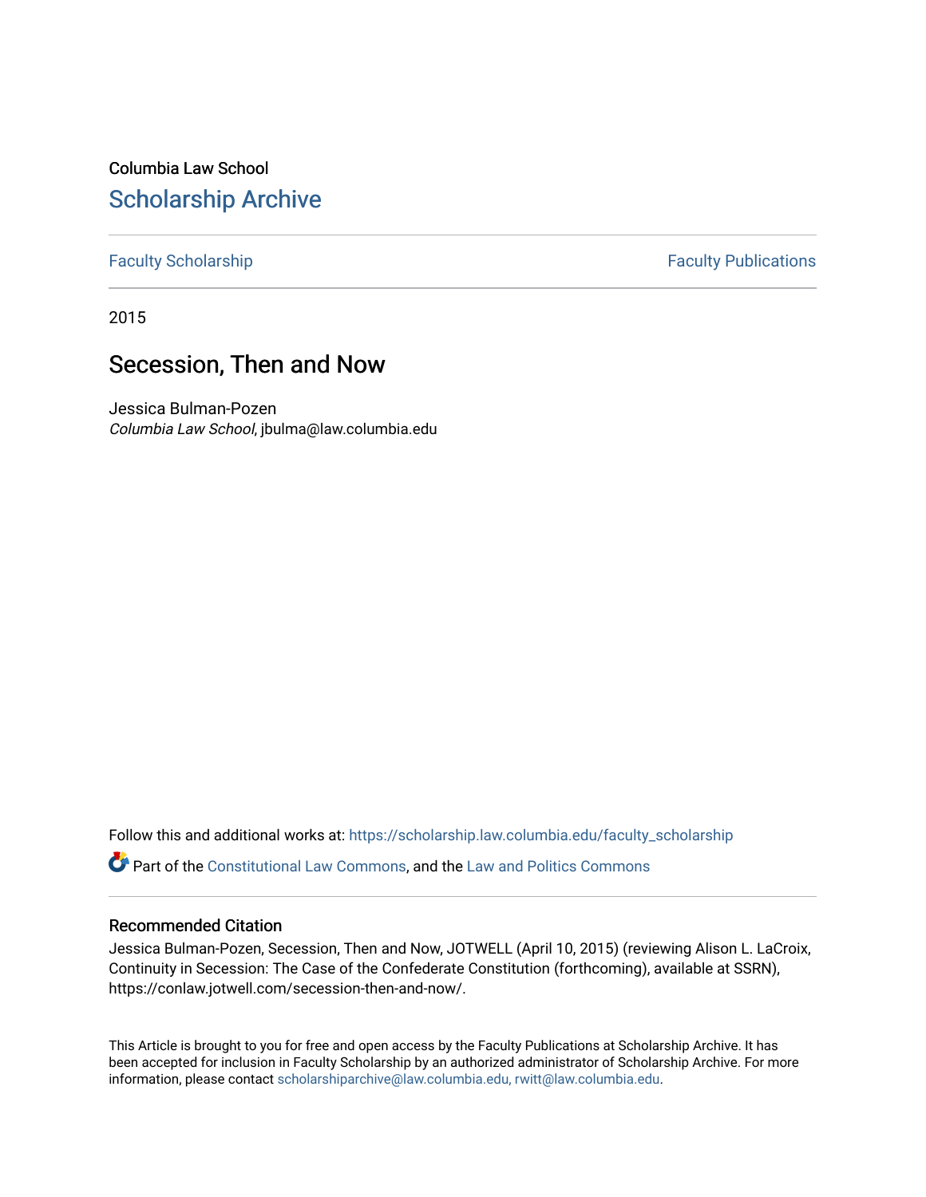Columbia Law School

## Scholarship Archive

Faculty Scholarship | Faculty Publications

2015

# Secession, Then and Now

Jessica Bulman-Pozen

*Columbia Law School*, jbulma@law.columbia.edu

Follow this and additional works at: https://scholarship.law.columbia.edu/faculty_scholarship

Part of the Constitutional Law Commons, and the Law and Politics Commons

### Recommended Citation

Jessica Bulman-Pozen, Secession, Then and Now, JOTWELL (April 10, 2015) (reviewing Alison L. LaCroix, Continuity in Secession: The Case of the Confederate Constitution (forthcoming), available at SSRN), https://conlaw.jotwell.com/secession-then-and-now/.

This Article is brought to you for free and open access by the Faculty Publications at Scholarship Archive. It has been accepted for inclusion in Faculty Scholarship by an authorized administrator of Scholarship Archive. For more information, please contact scholarshiparchive@law.columbia.edu, rwitt@law.columbia.edu.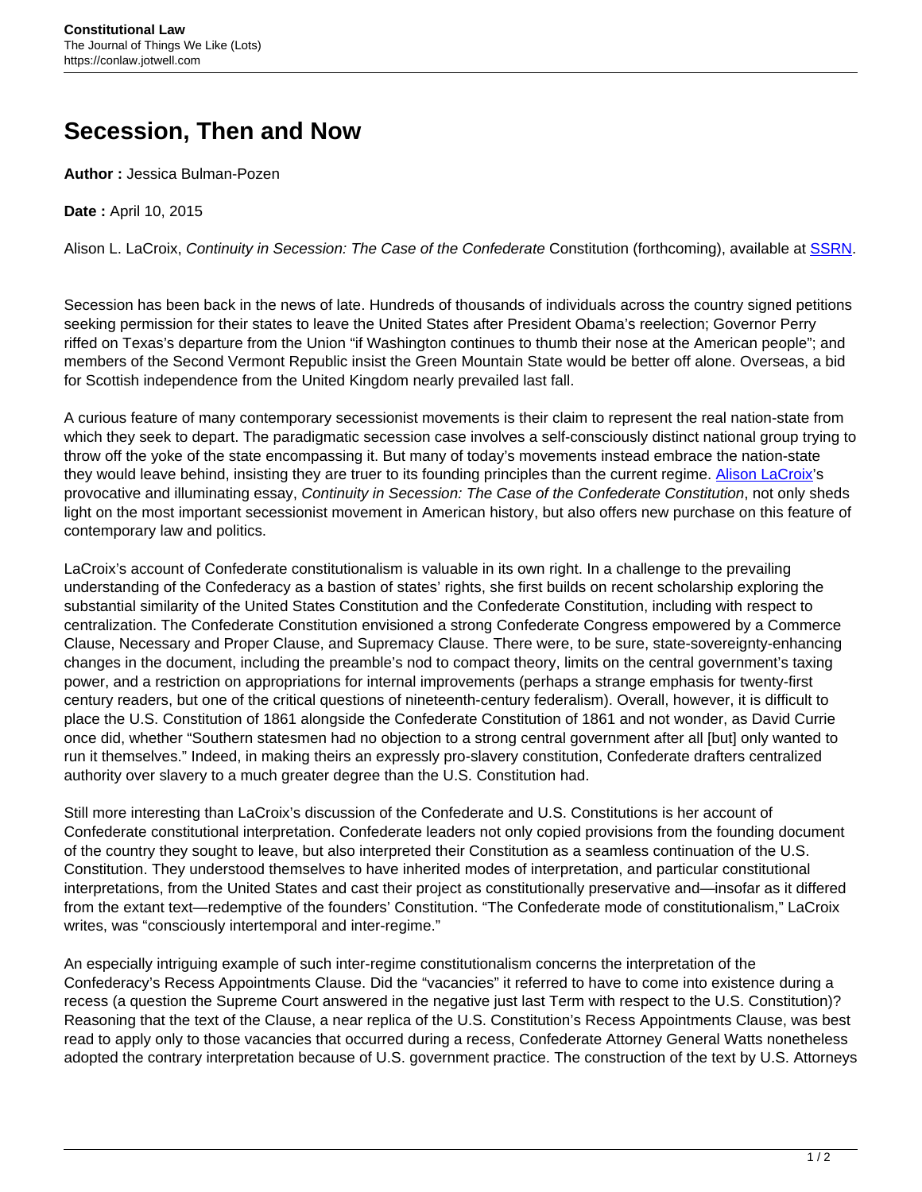# Secession, Then and Now

**Author :** Jessica Bulman-Pozen

**Date :** April 10, 2015

Alison L. LaCroix, *Continuity in Secession: The Case of the Confederate* Constitution (forthcoming), available at [SSRN](#).

Secession has been back in the news of late. Hundreds of thousands of individuals across the country signed petitions seeking permission for their states to leave the United States after President Obama's reelection; Governor Perry riffed on Texas's departure from the Union "if Washington continues to thumb their nose at the American people"; and members of the Second Vermont Republic insist the Green Mountain State would be better off alone. Overseas, a bid for Scottish independence from the United Kingdom nearly prevailed last fall.

A curious feature of many contemporary secessionist movements is their claim to represent the real nation-state from which they seek to depart. The paradigmatic secession case involves a self-consciously distinct national group trying to throw off the yoke of the state encompassing it. But many of today's movements instead embrace the nation-state they would leave behind, insisting they are truer to its founding principles than the current regime. [Alison LaCroix](#)'s provocative and illuminating essay, *Continuity in Secession: The Case of the Confederate Constitution*, not only sheds light on the most important secessionist movement in American history, but also offers new purchase on this feature of contemporary law and politics.

LaCroix's account of Confederate constitutionalism is valuable in its own right. In a challenge to the prevailing understanding of the Confederacy as a bastion of states' rights, she first builds on recent scholarship exploring the substantial similarity of the United States Constitution and the Confederate Constitution, including with respect to centralization. The Confederate Constitution envisioned a strong Confederate Congress empowered by a Commerce Clause, Necessary and Proper Clause, and Supremacy Clause. There were, to be sure, state-sovereignty-enhancing changes in the document, including the preamble's nod to compact theory, limits on the central government's taxing power, and a restriction on appropriations for internal improvements (perhaps a strange emphasis for twenty-first century readers, but one of the critical questions of nineteenth-century federalism). Overall, however, it is difficult to place the U.S. Constitution of 1861 alongside the Confederate Constitution of 1861 and not wonder, as David Currie once did, whether "Southern statesmen had no objection to a strong central government after all [but] only wanted to run it themselves." Indeed, in making theirs an expressly pro-slavery constitution, Confederate drafters centralized authority over slavery to a much greater degree than the U.S. Constitution had.

Still more interesting than LaCroix's discussion of the Confederate and U.S. Constitutions is her account of Confederate constitutional interpretation. Confederate leaders not only copied provisions from the founding document of the country they sought to leave, but also interpreted their Constitution as a seamless continuation of the U.S. Constitution. They understood themselves to have inherited modes of interpretation, and particular constitutional interpretations, from the United States and cast their project as constitutionally preservative and—insofar as it differed from the extant text—redemptive of the founders' Constitution. "The Confederate mode of constitutionalism," LaCroix writes, was "consciously intertemporal and inter-regime."

An especially intriguing example of such inter-regime constitutionalism concerns the interpretation of the Confederacy's Recess Appointments Clause. Did the "vacancies" it referred to have to come into existence during a recess (a question the Supreme Court answered in the negative just last Term with respect to the U.S. Constitution)? Reasoning that the text of the Clause, a near replica of the U.S. Constitution's Recess Appointments Clause, was best read to apply only to those vacancies that occurred during a recess, Confederate Attorney General Watts nonetheless adopted the contrary interpretation because of U.S. government practice. The construction of the text by U.S. Attorneys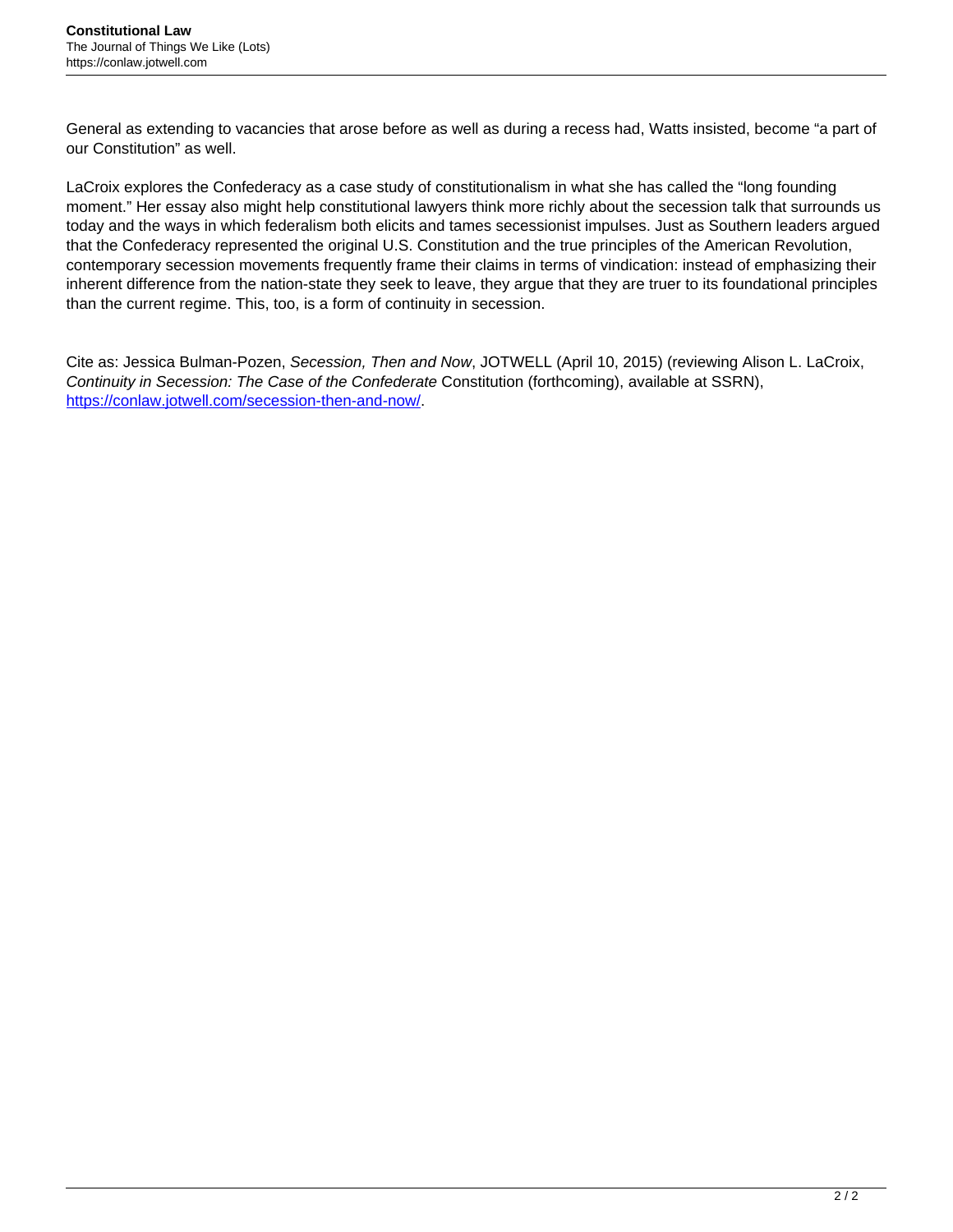General as extending to vacancies that arose before as well as during a recess had, Watts insisted, become "a part of our Constitution" as well.

LaCroix explores the Confederacy as a case study of constitutionalism in what she has called the "long founding moment." Her essay also might help constitutional lawyers think more richly about the secession talk that surrounds us today and the ways in which federalism both elicits and tames secessionist impulses. Just as Southern leaders argued that the Confederacy represented the original U.S. Constitution and the true principles of the American Revolution, contemporary secession movements frequently frame their claims in terms of vindication: instead of emphasizing their inherent difference from the nation-state they seek to leave, they argue that they are truer to its foundational principles than the current regime. This, too, is a form of continuity in secession.

Cite as: Jessica Bulman-Pozen, *Secession, Then and Now*, JOTWELL (April 10, 2015) (reviewing Alison L. LaCroix, *Continuity in Secession: The Case of the Confederate* Constitution (forthcoming), available at SSRN), https://conlaw.jotwell.com/secession-then-and-now/.